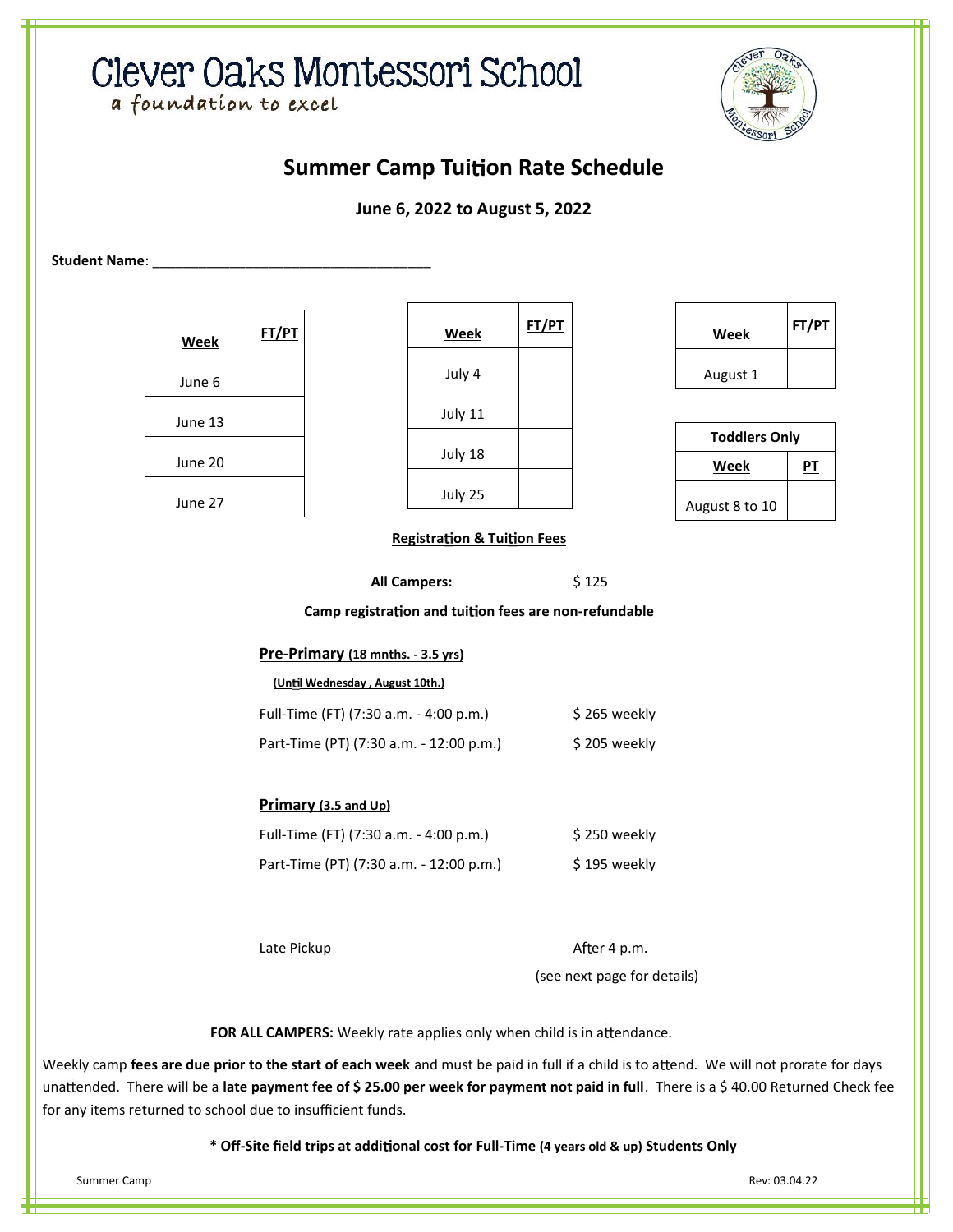# Clever Oaks Montessori School

a foundation to excel

## Summer Camp Tuition Rate Schedule

**June 6, 2022 to August 5, 2022**

**Student Name**: ____________________________________

| Week | FT/PT |
|---|---|
| June 6 | |
| June 13 | |
| June 20 | |
| June 27 | |

| Week | FT/PT |
|---|---|
| July 4 | |
| July 11 | |
| July 18 | |
| July 25 | |

| Week | FT/PT |
|---|---|
| August 1 | |

| Toddlers Only | |
|---|---|
| **Week** | **PT** |
| August 8 to 10 | |

**Registration & Tuition Fees**

**All Campers:** $ 125

**Camp registration and tuition fees are non-refundable**

**Pre-Primary (18 mnths. - 3.5 yrs)**

**(Until Wednesday , August 10th.)**

Full-Time (FT) (7:30 a.m. - 4:00 p.m.) $ 265 weekly

Part-Time (PT) (7:30 a.m. - 12:00 p.m.) $ 205 weekly

**Primary (3.5 and Up)**

Full-Time (FT) (7:30 a.m. - 4:00 p.m.) $ 250 weekly

Part-Time (PT) (7:30 a.m. - 12:00 p.m.) $ 195 weekly

Late Pickup After 4 p.m.

(see next page for details)

**FOR ALL CAMPERS:** Weekly rate applies only when child is in attendance.

Weekly camp **fees are due prior to the start of each week** and must be paid in full if a child is to attend. We will not prorate for days unattended. There will be a **late payment fee of $ 25.00 per week for payment not paid in full**. There is a $ 40.00 Returned Check fee for any items returned to school due to insufficient funds.

**\* Off-Site field trips at additional cost for Full-Time (4 years old & up) Students Only**

Summer Camp Rev: 03.04.22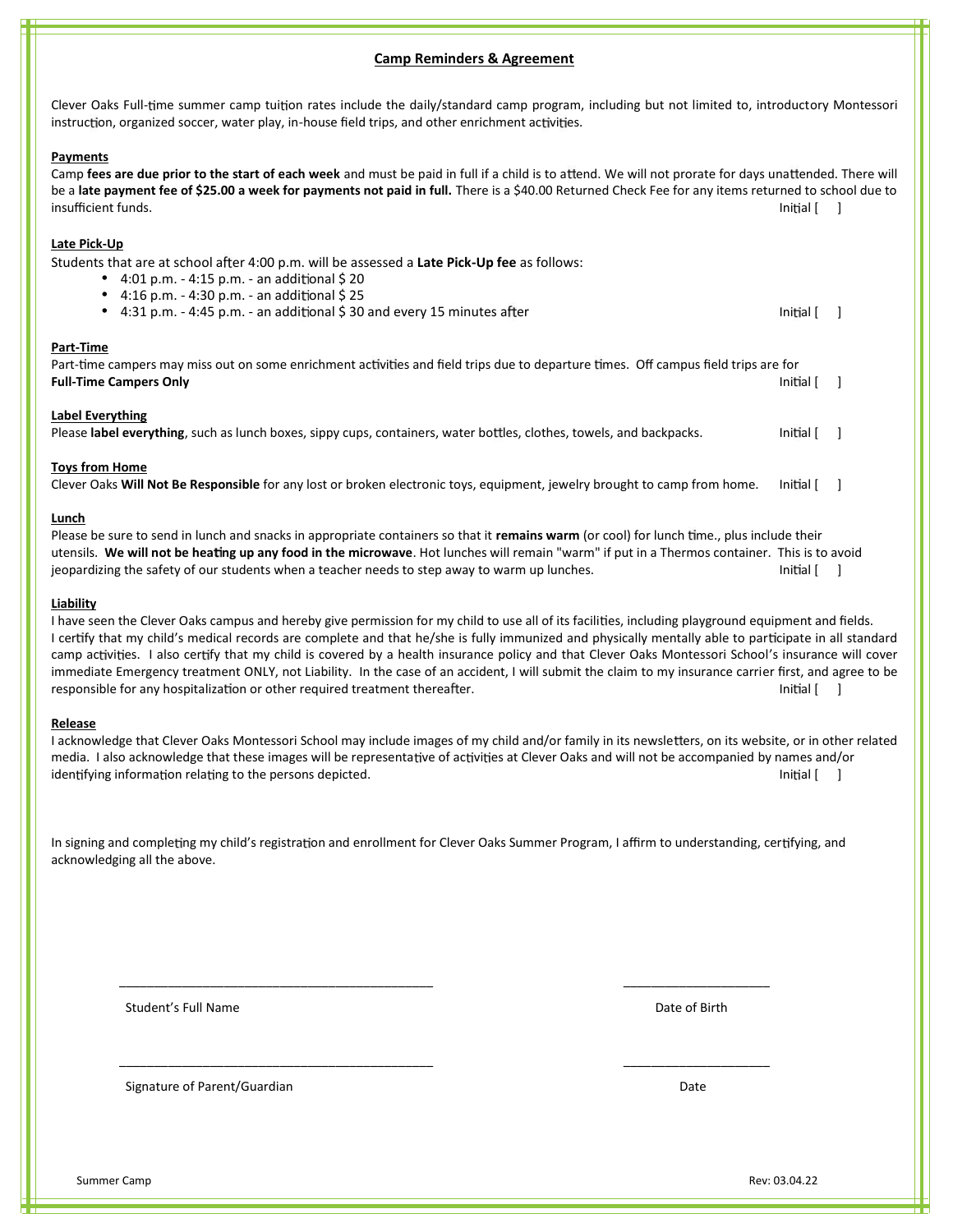## Camp Reminders & Agreement

Clever Oaks Full-time summer camp tuition rates include the daily/standard camp program, including but not limited to, introductory Montessori instruction, organized soccer, water play, in-house field trips, and other enrichment activities.

**Payments**

Camp **fees are due prior to the start of each week** and must be paid in full if a child is to attend. We will not prorate for days unattended. There will be a **late payment fee of $25.00 a week for payments not paid in full.** There is a $40.00 Returned Check Fee for any items returned to school due to insufficient funds. Initial [ ]

**Late Pick-Up**

Students that are at school after 4:00 p.m. will be assessed a **Late Pick-Up fee** as follows:

- 4:01 p.m. - 4:15 p.m. - an additional $ 20
- 4:16 p.m. - 4:30 p.m. - an additional $ 25
- 4:31 p.m. - 4:45 p.m. - an additional $ 30 and every 15 minutes after

Initial [ ]

**Part-Time**

Part-time campers may miss out on some enrichment activities and field trips due to departure times. Off campus field trips are for **Full-Time Campers Only** Initial [ ]

**Label Everything**

Please **label everything**, such as lunch boxes, sippy cups, containers, water bottles, clothes, towels, and backpacks. Initial [ ]

**Toys from Home**

Clever Oaks **Will Not Be Responsible** for any lost or broken electronic toys, equipment, jewelry brought to camp from home. Initial [ ]

**Lunch**

Please be sure to send in lunch and snacks in appropriate containers so that it **remains warm** (or cool) for lunch time., plus include their utensils. **We will not be heating up any food in the microwave**. Hot lunches will remain "warm" if put in a Thermos container. This is to avoid jeopardizing the safety of our students when a teacher needs to step away to warm up lunches. Initial [ ]

**Liability**

I have seen the Clever Oaks campus and hereby give permission for my child to use all of its facilities, including playground equipment and fields. I certify that my child's medical records are complete and that he/she is fully immunized and physically mentally able to participate in all standard camp activities. I also certify that my child is covered by a health insurance policy and that Clever Oaks Montessori School's insurance will cover immediate Emergency treatment ONLY, not Liability. In the case of an accident, I will submit the claim to my insurance carrier first, and agree to be responsible for any hospitalization or other required treatment thereafter. Initial [ ]

**Release**

I acknowledge that Clever Oaks Montessori School may include images of my child and/or family in its newsletters, on its website, or in other related media. I also acknowledge that these images will be representative of activities at Clever Oaks and will not be accompanied by names and/or identifying information relating to the persons depicted. Initial [ ]

In signing and completing my child's registration and enrollment for Clever Oaks Summer Program, I affirm to understanding, certifying, and acknowledging all the above.

\_\_\_\_\_\_\_\_\_\_\_\_\_\_\_\_\_\_\_\_\_\_\_\_\_\_\_\_\_\_\_\_\_\_\_\_\_\_\_\_ \_\_\_\_\_\_\_\_\_\_\_\_\_\_\_\_\_\_\_\_

Student's Full Name Date of Birth

\_\_\_\_\_\_\_\_\_\_\_\_\_\_\_\_\_\_\_\_\_\_\_\_\_\_\_\_\_\_\_\_\_\_\_\_\_\_\_\_ \_\_\_\_\_\_\_\_\_\_\_\_\_\_\_\_\_\_\_\_

Signature of Parent/Guardian Date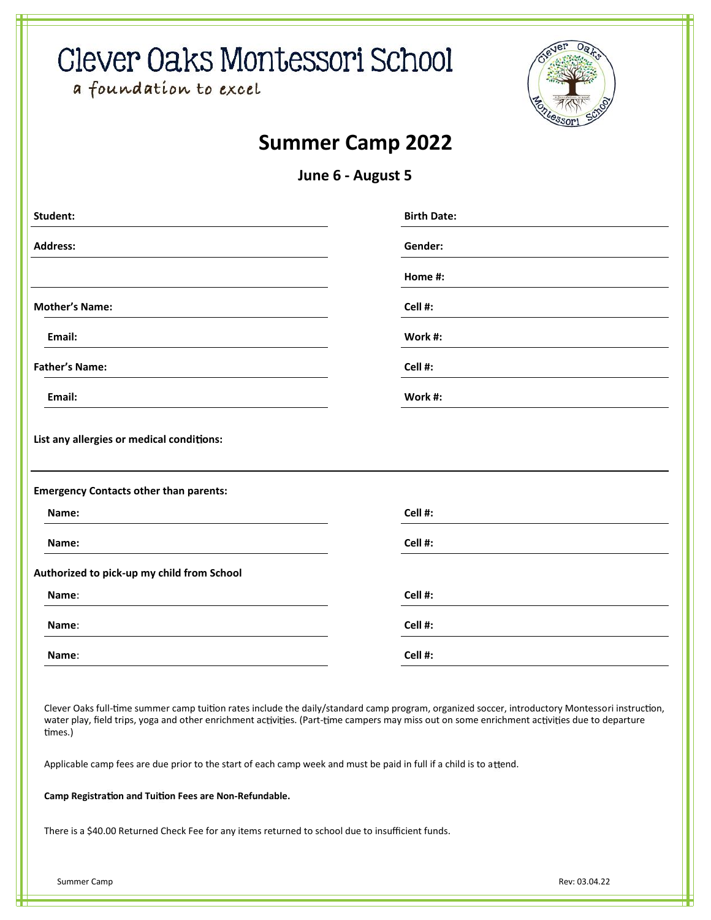# Clever Oaks Montessori School

a foundation to excel

## Summer Camp 2022

**June 6 - August 5**

| | |
|---|---|
| **Student:** | **Birth Date:** |
| **Address:** | **Gender:** |
| | **Home #:** |
| **Mother's Name:** | **Cell #:** |
| **Email:** | **Work #:** |
| **Father's Name:** | **Cell #:** |
| **Email:** | **Work #:** |

**List any allergies or medical conditions:**

**Emergency Contacts other than parents:**

| | |
|---|---|
| **Name:** | **Cell #:** |
| **Name:** | **Cell #:** |

**Authorized to pick-up my child from School**

| | |
|---|---|
| **Name**: | **Cell #:** |
| **Name**: | **Cell #:** |
| **Name**: | **Cell #:** |

Clever Oaks full-time summer camp tuition rates include the daily/standard camp program, organized soccer, introductory Montessori instruction, water play, field trips, yoga and other enrichment activities. (Part-time campers may miss out on some enrichment activities due to departure times.)

Applicable camp fees are due prior to the start of each camp week and must be paid in full if a child is to attend.

**Camp Registration and Tuition Fees are Non-Refundable.**

There is a $40.00 Returned Check Fee for any items returned to school due to insufficient funds.